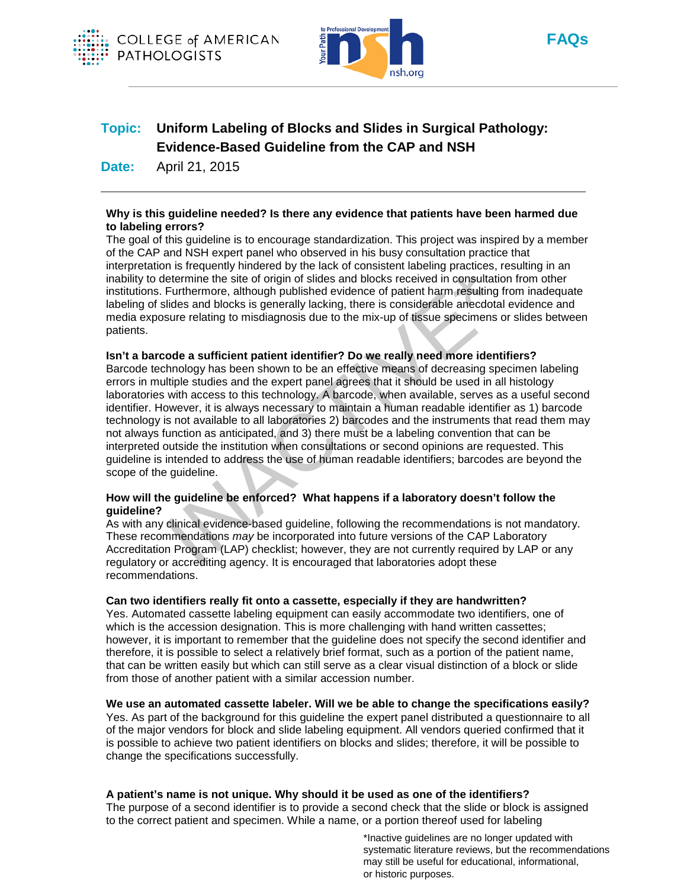**FAQs**

**Topic:** **Uniform Labeling of Blocks and Slides in Surgical Pathology: Evidence-Based Guideline from the CAP and NSH**

**Date:** April 21, 2015

**Why is this guideline needed? Is there any evidence that patients have been harmed due to labeling errors?**

The goal of this guideline is to encourage standardization. This project was inspired by a member of the CAP and NSH expert panel who observed in his busy consultation practice that interpretation is frequently hindered by the lack of consistent labeling practices, resulting in an inability to determine the site of origin of slides and blocks received in consultation from other institutions. Furthermore, although published evidence of patient harm resulting from inadequate labeling of slides and blocks is generally lacking, there is considerable anecdotal evidence and media exposure relating to misdiagnosis due to the mix-up of tissue specimens or slides between patients.

**Isn't a barcode a sufficient patient identifier? Do we really need more identifiers?**

Barcode technology has been shown to be an effective means of decreasing specimen labeling errors in multiple studies and the expert panel agrees that it should be used in all histology laboratories with access to this technology. A barcode, when available, serves as a useful second identifier. However, it is always necessary to maintain a human readable identifier as 1) barcode technology is not available to all laboratories 2) barcodes and the instruments that read them may not always function as anticipated, and 3) there must be a labeling convention that can be interpreted outside the institution when consultations or second opinions are requested. This guideline is intended to address the use of human readable identifiers; barcodes are beyond the scope of the guideline.

**How will the guideline be enforced? What happens if a laboratory doesn't follow the guideline?**

As with any clinical evidence-based guideline, following the recommendations is not mandatory. These recommendations *may* be incorporated into future versions of the CAP Laboratory Accreditation Program (LAP) checklist; however, they are not currently required by LAP or any regulatory or accrediting agency. It is encouraged that laboratories adopt these recommendations.

**Can two identifiers really fit onto a cassette, especially if they are handwritten?**

Yes. Automated cassette labeling equipment can easily accommodate two identifiers, one of which is the accession designation. This is more challenging with hand written cassettes; however, it is important to remember that the guideline does not specify the second identifier and therefore, it is possible to select a relatively brief format, such as a portion of the patient name, that can be written easily but which can still serve as a clear visual distinction of a block or slide from those of another patient with a similar accession number.

**We use an automated cassette labeler. Will we be able to change the specifications easily?**

Yes. As part of the background for this guideline the expert panel distributed a questionnaire to all of the major vendors for block and slide labeling equipment. All vendors queried confirmed that it is possible to achieve two patient identifiers on blocks and slides; therefore, it will be possible to change the specifications successfully.

**A patient's name is not unique. Why should it be used as one of the identifiers?**

The purpose of a second identifier is to provide a second check that the slide or block is assigned to the correct patient and specimen. While a name, or a portion thereof used for labeling

*Inactive guidelines are no longer updated with systematic literature reviews, but the recommendations may still be useful for educational, informational, or historic purposes.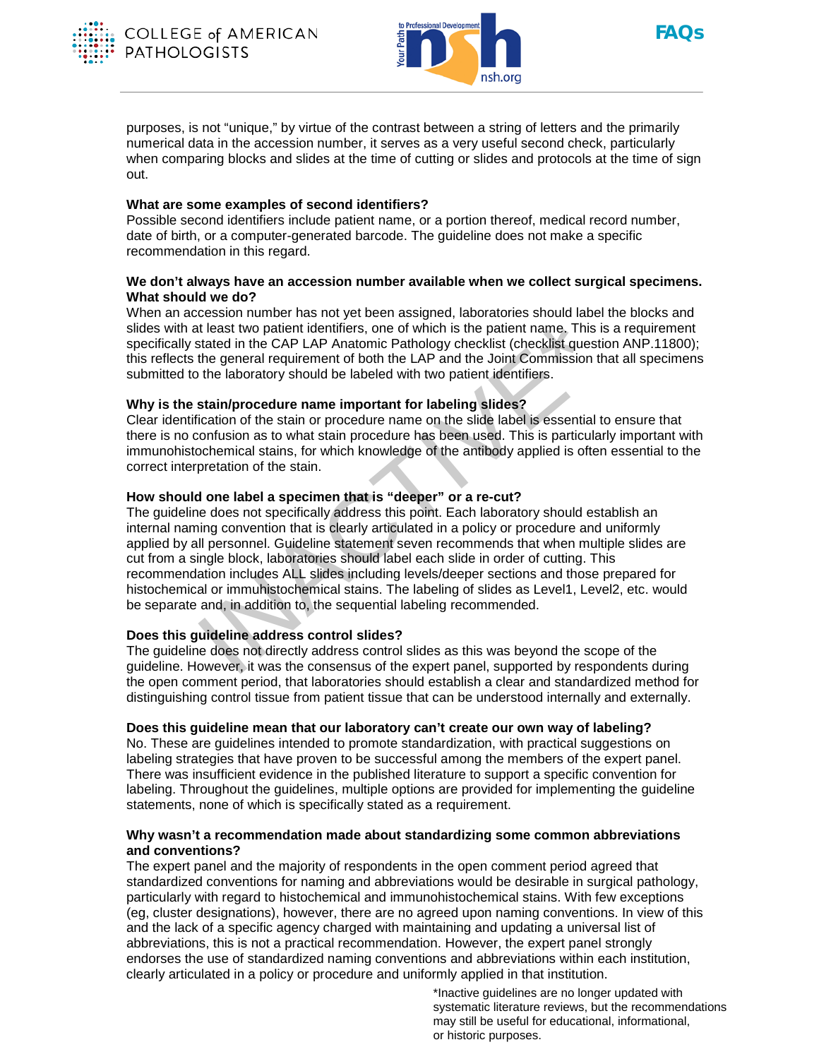purposes, is not “unique,” by virtue of the contrast between a string of letters and the primarily numerical data in the accession number, it serves as a very useful second check, particularly when comparing blocks and slides at the time of cutting or slides and protocols at the time of sign out.

**What are some examples of second identifiers?**
Possible second identifiers include patient name, or a portion thereof, medical record number, date of birth, or a computer-generated barcode. The guideline does not make a specific recommendation in this regard.

**We don’t always have an accession number available when we collect surgical specimens. What should we do?**
When an accession number has not yet been assigned, laboratories should label the blocks and slides with at least two patient identifiers, one of which is the patient name. This is a requirement specifically stated in the CAP LAP Anatomic Pathology checklist (checklist question ANP.11800); this reflects the general requirement of both the LAP and the Joint Commission that all specimens submitted to the laboratory should be labeled with two patient identifiers.

**Why is the stain/procedure name important for labeling slides?**
Clear identification of the stain or procedure name on the slide label is essential to ensure that there is no confusion as to what stain procedure has been used. This is particularly important with immunohistochemical stains, for which knowledge of the antibody applied is often essential to the correct interpretation of the stain.

**How should one label a specimen that is “deeper” or a re-cut?**
The guideline does not specifically address this point. Each laboratory should establish an internal naming convention that is clearly articulated in a policy or procedure and uniformly applied by all personnel. Guideline statement seven recommends that when multiple slides are cut from a single block, laboratories should label each slide in order of cutting. This recommendation includes ALL slides including levels/deeper sections and those prepared for histochemical or immunhistochemical stains. The labeling of slides as Level1, Level2, etc. would be separate and, in addition to, the sequential labeling recommended.

**Does this guideline address control slides?**
The guideline does not directly address control slides as this was beyond the scope of the guideline. However, it was the consensus of the expert panel, supported by respondents during the open comment period, that laboratories should establish a clear and standardized method for distinguishing control tissue from patient tissue that can be understood internally and externally.

**Does this guideline mean that our laboratory can’t create our own way of labeling?**
No. These are guidelines intended to promote standardization, with practical suggestions on labeling strategies that have proven to be successful among the members of the expert panel. There was insufficient evidence in the published literature to support a specific convention for labeling. Throughout the guidelines, multiple options are provided for implementing the guideline statements, none of which is specifically stated as a requirement.

**Why wasn’t a recommendation made about standardizing some common abbreviations and conventions?**
The expert panel and the majority of respondents in the open comment period agreed that standardized conventions for naming and abbreviations would be desirable in surgical pathology, particularly with regard to histochemical and immunohistochemical stains. With few exceptions (eg, cluster designations), however, there are no agreed upon naming conventions. In view of this and the lack of a specific agency charged with maintaining and updating a universal list of abbreviations, this is not a practical recommendation. However, the expert panel strongly endorses the use of standardized naming conventions and abbreviations within each institution, clearly articulated in a policy or procedure and uniformly applied in that institution.

*Inactive guidelines are no longer updated with systematic literature reviews, but the recommendations may still be useful for educational, informational, or historic purposes.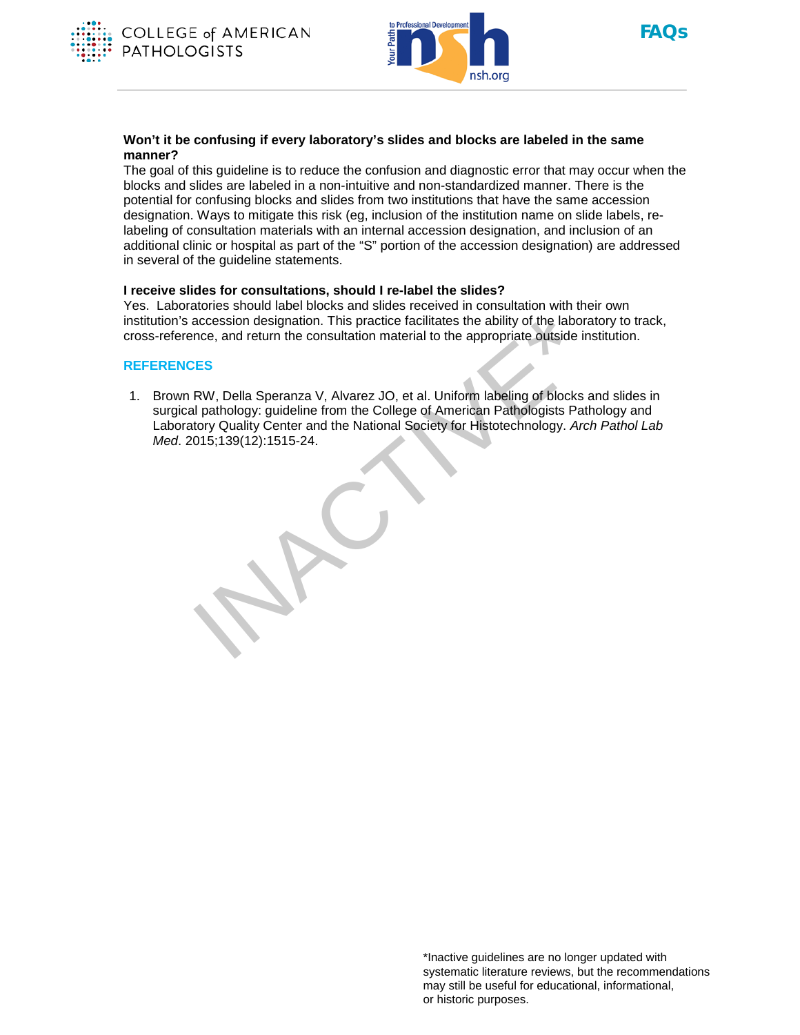**Won't it be confusing if every laboratory's slides and blocks are labeled in the same manner?**

The goal of this guideline is to reduce the confusion and diagnostic error that may occur when the blocks and slides are labeled in a non-intuitive and non-standardized manner. There is the potential for confusing blocks and slides from two institutions that have the same accession designation. Ways to mitigate this risk (eg, inclusion of the institution name on slide labels, re-labeling of consultation materials with an internal accession designation, and inclusion of an additional clinic or hospital as part of the "S" portion of the accession designation) are addressed in several of the guideline statements.

**I receive slides for consultations, should I re-label the slides?**

Yes. Laboratories should label blocks and slides received in consultation with their own institution's accession designation. This practice facilitates the ability of the laboratory to track, cross-reference, and return the consultation material to the appropriate outside institution.

## REFERENCES

1. Brown RW, Della Speranza V, Alvarez JO, et al. Uniform labeling of blocks and slides in surgical pathology: guideline from the College of American Pathologists Pathology and Laboratory Quality Center and the National Society for Histotechnology. *Arch Pathol Lab Med*. 2015;139(12):1515-24.

INACTIVE*

*Inactive guidelines are no longer updated with systematic literature reviews, but the recommendations may still be useful for educational, informational, or historic purposes.